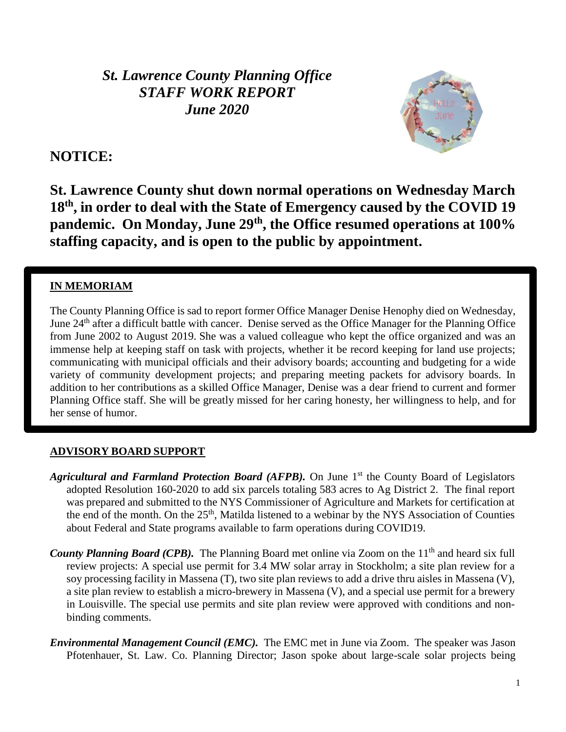# *St. Lawrence County Planning Office*
# *STAFF WORK REPORT*
# *June 2020*

## NOTICE:

**St. Lawrence County shut down normal operations on Wednesday March 18th, in order to deal with the State of Emergency caused by the COVID 19 pandemic. On Monday, June 29th, the Office resumed operations at 100% staffing capacity, and is open to the public by appointment.**

### IN MEMORIAM

The County Planning Office is sad to report former Office Manager Denise Henophy died on Wednesday, June 24th after a difficult battle with cancer. Denise served as the Office Manager for the Planning Office from June 2002 to August 2019. She was a valued colleague who kept the office organized and was an immense help at keeping staff on task with projects, whether it be record keeping for land use projects; communicating with municipal officials and their advisory boards; accounting and budgeting for a wide variety of community development projects; and preparing meeting packets for advisory boards. In addition to her contributions as a skilled Office Manager, Denise was a dear friend to current and former Planning Office staff. She will be greatly missed for her caring honesty, her willingness to help, and for her sense of humor.

### ADVISORY BOARD SUPPORT

***Agricultural and Farmland Protection Board (AFPB).*** On June 1st the County Board of Legislators adopted Resolution 160-2020 to add six parcels totaling 583 acres to Ag District 2. The final report was prepared and submitted to the NYS Commissioner of Agriculture and Markets for certification at the end of the month. On the 25th, Matilda listened to a webinar by the NYS Association of Counties about Federal and State programs available to farm operations during COVID19.

***County Planning Board (CPB).*** The Planning Board met online via Zoom on the 11th and heard six full review projects: A special use permit for 3.4 MW solar array in Stockholm; a site plan review for a soy processing facility in Massena (T), two site plan reviews to add a drive thru aisles in Massena (V), a site plan review to establish a micro-brewery in Massena (V), and a special use permit for a brewery in Louisville. The special use permits and site plan review were approved with conditions and non-binding comments.

***Environmental Management Council (EMC).*** The EMC met in June via Zoom. The speaker was Jason Pfotenhauer, St. Law. Co. Planning Director; Jason spoke about large-scale solar projects being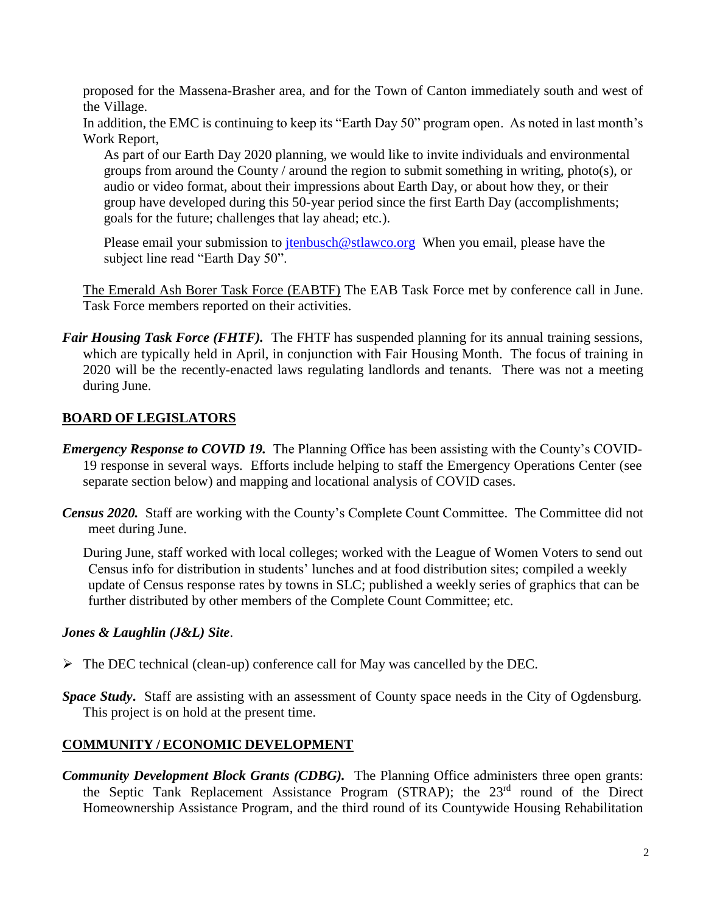proposed for the Massena-Brasher area, and for the Town of Canton immediately south and west of the Village.

In addition, the EMC is continuing to keep its "Earth Day 50" program open. As noted in last month's Work Report,

> As part of our Earth Day 2020 planning, we would like to invite individuals and environmental groups from around the County / around the region to submit something in writing, photo(s), or audio or video format, about their impressions about Earth Day, or about how they, or their group have developed during this 50-year period since the first Earth Day (accomplishments; goals for the future; challenges that lay ahead; etc.).
>
> Please email your submission to [jtenbusch@stlawco.org](mailto:jtenbusch@stlawco.org) When you email, please have the subject line read "Earth Day 50".

<u>The Emerald Ash Borer Task Force (EABTF)</u> The EAB Task Force met by conference call in June. Task Force members reported on their activities.

***Fair Housing Task Force (FHTF).*** The FHTF has suspended planning for its annual training sessions, which are typically held in April, in conjunction with Fair Housing Month. The focus of training in 2020 will be the recently-enacted laws regulating landlords and tenants. There was not a meeting during June.

## BOARD OF LEGISLATORS

***Emergency Response to COVID 19.*** The Planning Office has been assisting with the County's COVID-19 response in several ways. Efforts include helping to staff the Emergency Operations Center (see separate section below) and mapping and locational analysis of COVID cases.

***Census 2020.*** Staff are working with the County's Complete Count Committee. The Committee did not meet during June.

During June, staff worked with local colleges; worked with the League of Women Voters to send out Census info for distribution in students' lunches and at food distribution sites; compiled a weekly update of Census response rates by towns in SLC; published a weekly series of graphics that can be further distributed by other members of the Complete Count Committee; etc.

***Jones & Laughlin (J&L) Site***.

- The DEC technical (clean-up) conference call for May was cancelled by the DEC.

***Space Study***. Staff are assisting with an assessment of County space needs in the City of Ogdensburg. This project is on hold at the present time.

## COMMUNITY / ECONOMIC DEVELOPMENT

***Community Development Block Grants (CDBG).*** The Planning Office administers three open grants: the Septic Tank Replacement Assistance Program (STRAP); the 23rd round of the Direct Homeownership Assistance Program, and the third round of its Countywide Housing Rehabilitation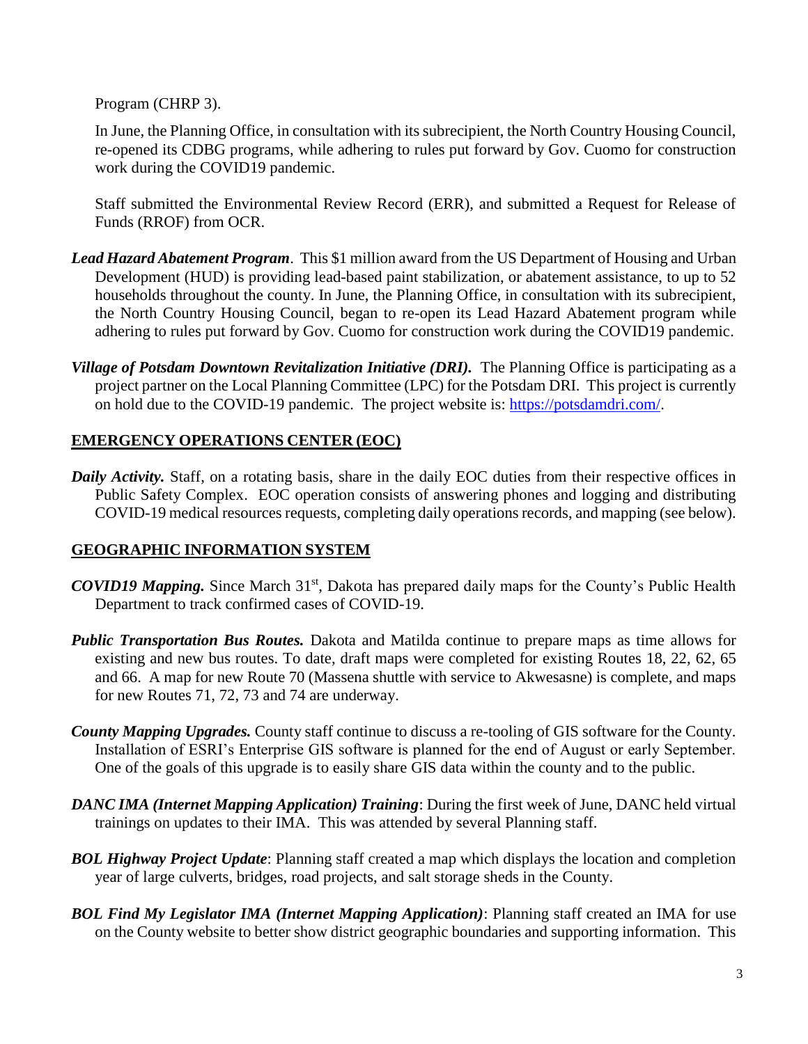Program (CHRP 3).

In June, the Planning Office, in consultation with its subrecipient, the North Country Housing Council, re-opened its CDBG programs, while adhering to rules put forward by Gov. Cuomo for construction work during the COVID19 pandemic.

Staff submitted the Environmental Review Record (ERR), and submitted a Request for Release of Funds (RROF) from OCR.

***Lead Hazard Abatement Program***. This \$1 million award from the US Department of Housing and Urban Development (HUD) is providing lead-based paint stabilization, or abatement assistance, to up to 52 households throughout the county. In June, the Planning Office, in consultation with its subrecipient, the North Country Housing Council, began to re-open its Lead Hazard Abatement program while adhering to rules put forward by Gov. Cuomo for construction work during the COVID19 pandemic.

***Village of Potsdam Downtown Revitalization Initiative (DRI).*** The Planning Office is participating as a project partner on the Local Planning Committee (LPC) for the Potsdam DRI. This project is currently on hold due to the COVID-19 pandemic. The project website is: [https://potsdamdri.com/](https://potsdamdri.com/).

## EMERGENCY OPERATIONS CENTER (EOC)

***Daily Activity.*** Staff, on a rotating basis, share in the daily EOC duties from their respective offices in Public Safety Complex. EOC operation consists of answering phones and logging and distributing COVID-19 medical resources requests, completing daily operations records, and mapping (see below).

## GEOGRAPHIC INFORMATION SYSTEM

***COVID19 Mapping.*** Since March 31st, Dakota has prepared daily maps for the County's Public Health Department to track confirmed cases of COVID-19.

***Public Transportation Bus Routes.*** Dakota and Matilda continue to prepare maps as time allows for existing and new bus routes. To date, draft maps were completed for existing Routes 18, 22, 62, 65 and 66. A map for new Route 70 (Massena shuttle with service to Akwesasne) is complete, and maps for new Routes 71, 72, 73 and 74 are underway.

***County Mapping Upgrades.*** County staff continue to discuss a re-tooling of GIS software for the County. Installation of ESRI's Enterprise GIS software is planned for the end of August or early September. One of the goals of this upgrade is to easily share GIS data within the county and to the public.

***DANC IMA (Internet Mapping Application) Training***: During the first week of June, DANC held virtual trainings on updates to their IMA. This was attended by several Planning staff.

***BOL Highway Project Update***: Planning staff created a map which displays the location and completion year of large culverts, bridges, road projects, and salt storage sheds in the County.

***BOL Find My Legislator IMA (Internet Mapping Application)***: Planning staff created an IMA for use on the County website to better show district geographic boundaries and supporting information. This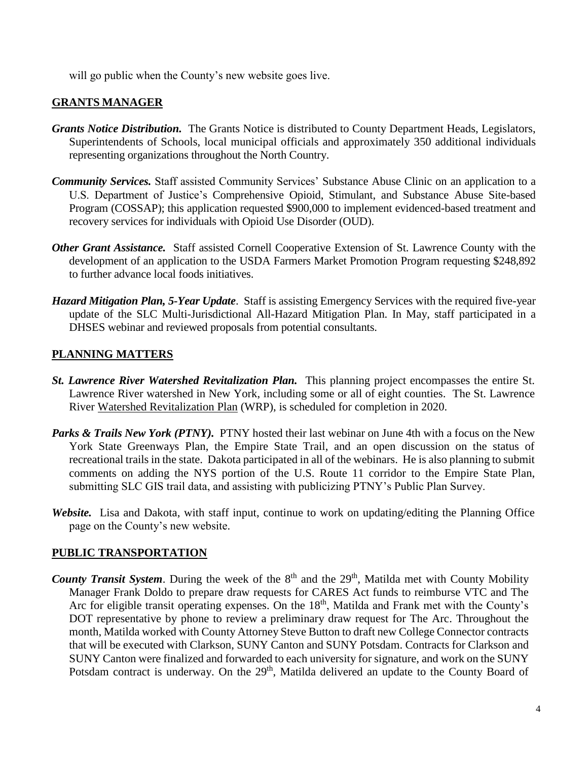will go public when the County's new website goes live.

## GRANTS MANAGER

***Grants Notice Distribution.*** The Grants Notice is distributed to County Department Heads, Legislators, Superintendents of Schools, local municipal officials and approximately 350 additional individuals representing organizations throughout the North Country.

***Community Services.*** Staff assisted Community Services' Substance Abuse Clinic on an application to a U.S. Department of Justice's Comprehensive Opioid, Stimulant, and Substance Abuse Site-based Program (COSSAP); this application requested \$900,000 to implement evidenced-based treatment and recovery services for individuals with Opioid Use Disorder (OUD).

***Other Grant Assistance.*** Staff assisted Cornell Cooperative Extension of St. Lawrence County with the development of an application to the USDA Farmers Market Promotion Program requesting \$248,892 to further advance local foods initiatives.

***Hazard Mitigation Plan, 5-Year Update***. Staff is assisting Emergency Services with the required five-year update of the SLC Multi-Jurisdictional All-Hazard Mitigation Plan. In May, staff participated in a DHSES webinar and reviewed proposals from potential consultants.

## PLANNING MATTERS

***St. Lawrence River Watershed Revitalization Plan.*** This planning project encompasses the entire St. Lawrence River watershed in New York, including some or all of eight counties. The St. Lawrence River Watershed Revitalization Plan (WRP), is scheduled for completion in 2020.

***Parks & Trails New York (PTNY).*** PTNY hosted their last webinar on June 4th with a focus on the New York State Greenways Plan, the Empire State Trail, and an open discussion on the status of recreational trails in the state. Dakota participated in all of the webinars. He is also planning to submit comments on adding the NYS portion of the U.S. Route 11 corridor to the Empire State Plan, submitting SLC GIS trail data, and assisting with publicizing PTNY's Public Plan Survey.

***Website.*** Lisa and Dakota, with staff input, continue to work on updating/editing the Planning Office page on the County's new website.

## PUBLIC TRANSPORTATION

***County Transit System***. During the week of the 8th and the 29th, Matilda met with County Mobility Manager Frank Doldo to prepare draw requests for CARES Act funds to reimburse VTC and The Arc for eligible transit operating expenses. On the 18th, Matilda and Frank met with the County's DOT representative by phone to review a preliminary draw request for The Arc. Throughout the month, Matilda worked with County Attorney Steve Button to draft new College Connector contracts that will be executed with Clarkson, SUNY Canton and SUNY Potsdam. Contracts for Clarkson and SUNY Canton were finalized and forwarded to each university for signature, and work on the SUNY Potsdam contract is underway. On the 29th, Matilda delivered an update to the County Board of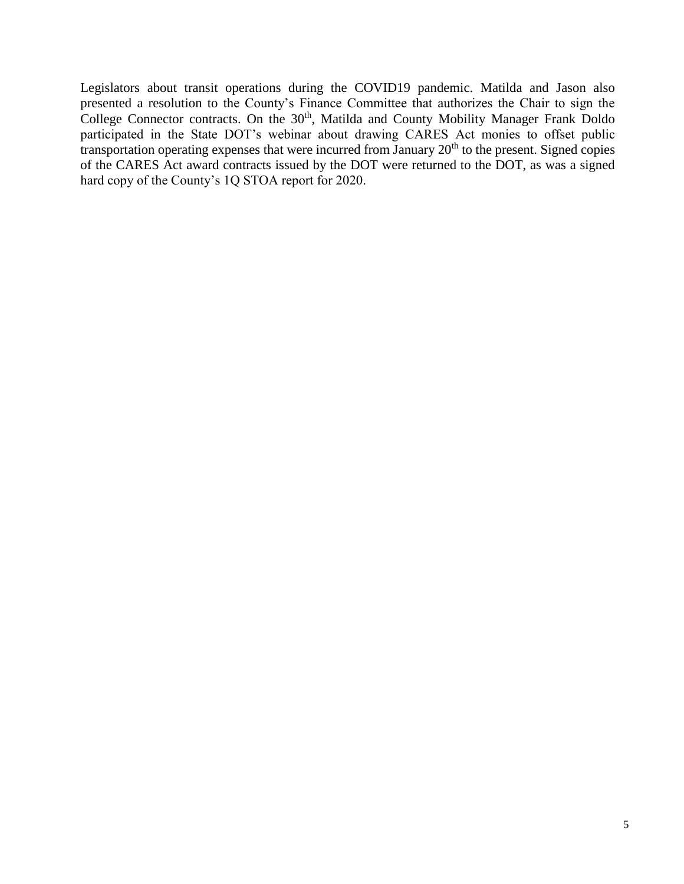Legislators about transit operations during the COVID19 pandemic. Matilda and Jason also presented a resolution to the County's Finance Committee that authorizes the Chair to sign the College Connector contracts. On the 30th, Matilda and County Mobility Manager Frank Doldo participated in the State DOT's webinar about drawing CARES Act monies to offset public transportation operating expenses that were incurred from January 20th to the present. Signed copies of the CARES Act award contracts issued by the DOT were returned to the DOT, as was a signed hard copy of the County's 1Q STOA report for 2020.